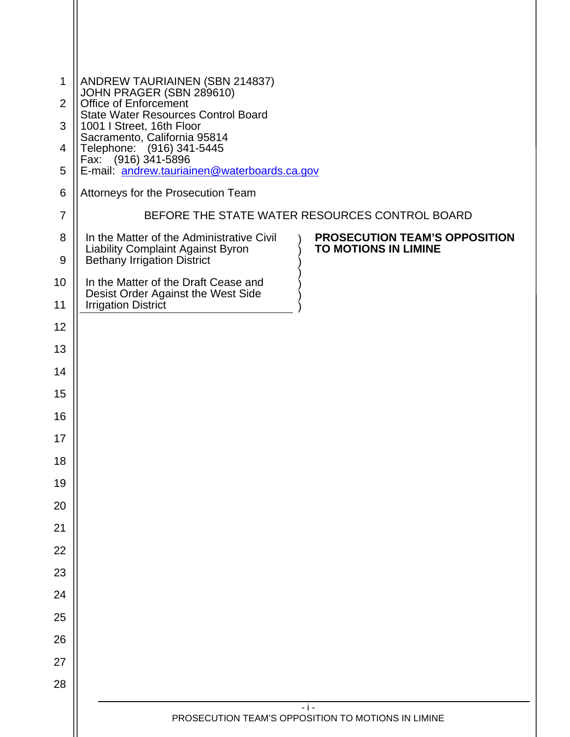ANDREW TAURIAINEN (SBN 214837)
JOHN PRAGER (SBN 289610)
Office of Enforcement
State Water Resources Control Board
1001 I Street, 16th Floor
Sacramento, California 95814
Telephone: (916) 341-5445
Fax: (916) 341-5896
E-mail: andrew.tauriainen@waterboards.ca.gov

Attorneys for the Prosecution Team

BEFORE THE STATE WATER RESOURCES CONTROL BOARD

| | |
|---|---|
| In the Matter of the Administrative Civil Liability Complaint Against Byron Bethany Irrigation District<br><br>In the Matter of the Draft Cease and Desist Order Against the West Side Irrigation District | **PROSECUTION TEAM'S OPPOSITION TO MOTIONS IN LIMINE** |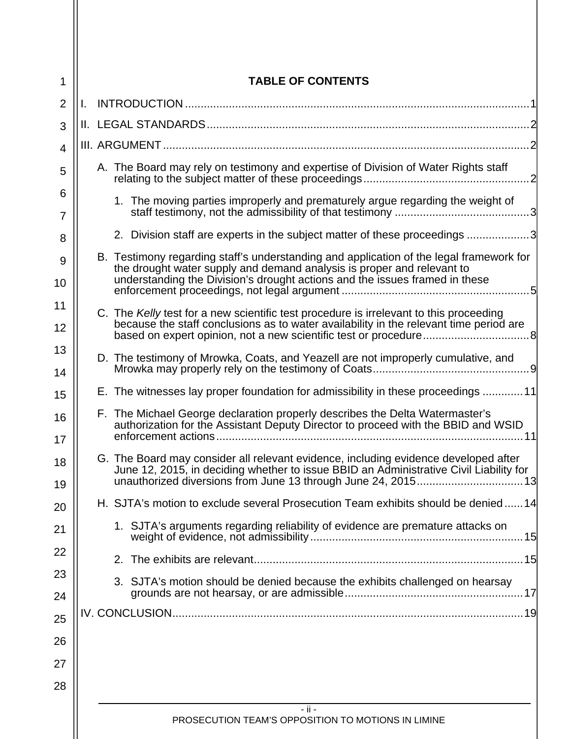# TABLE OF CONTENTS

I. INTRODUCTION .......... 1

II. LEGAL STANDARDS .......... 2

III. ARGUMENT .......... 2

- A. The Board may rely on testimony and expertise of Division of Water Rights staff relating to the subject matter of these proceedings .......... 2
  - 1. The moving parties improperly and prematurely argue regarding the weight of staff testimony, not the admissibility of that testimony .......... 3
  - 2. Division staff are experts in the subject matter of these proceedings .......... 3
- B. Testimony regarding staff's understanding and application of the legal framework for the drought water supply and demand analysis is proper and relevant to understanding the Division's drought actions and the issues framed in these enforcement proceedings, not legal argument .......... 5
- C. The *Kelly* test for a new scientific test procedure is irrelevant to this proceeding because the staff conclusions as to water availability in the relevant time period are based on expert opinion, not a new scientific test or procedure .......... 8
- D. The testimony of Mrowka, Coats, and Yeazell are not improperly cumulative, and Mrowka may properly rely on the testimony of Coats .......... 9
- E. The witnesses lay proper foundation for admissibility in these proceedings .......... 11
- F. The Michael George declaration properly describes the Delta Watermaster's authorization for the Assistant Deputy Director to proceed with the BBID and WSID enforcement actions .......... 11
- G. The Board may consider all relevant evidence, including evidence developed after June 12, 2015, in deciding whether to issue BBID an Administrative Civil Liability for unauthorized diversions from June 13 through June 24, 2015 .......... 13
- H. SJTA's motion to exclude several Prosecution Team exhibits should be denied .......... 14
  - 1. SJTA's arguments regarding reliability of evidence are premature attacks on weight of evidence, not admissibility .......... 15
  - 2. The exhibits are relevant .......... 15
  - 3. SJTA's motion should be denied because the exhibits challenged on hearsay grounds are not hearsay, or are admissible .......... 17

IV. CONCLUSION .......... 19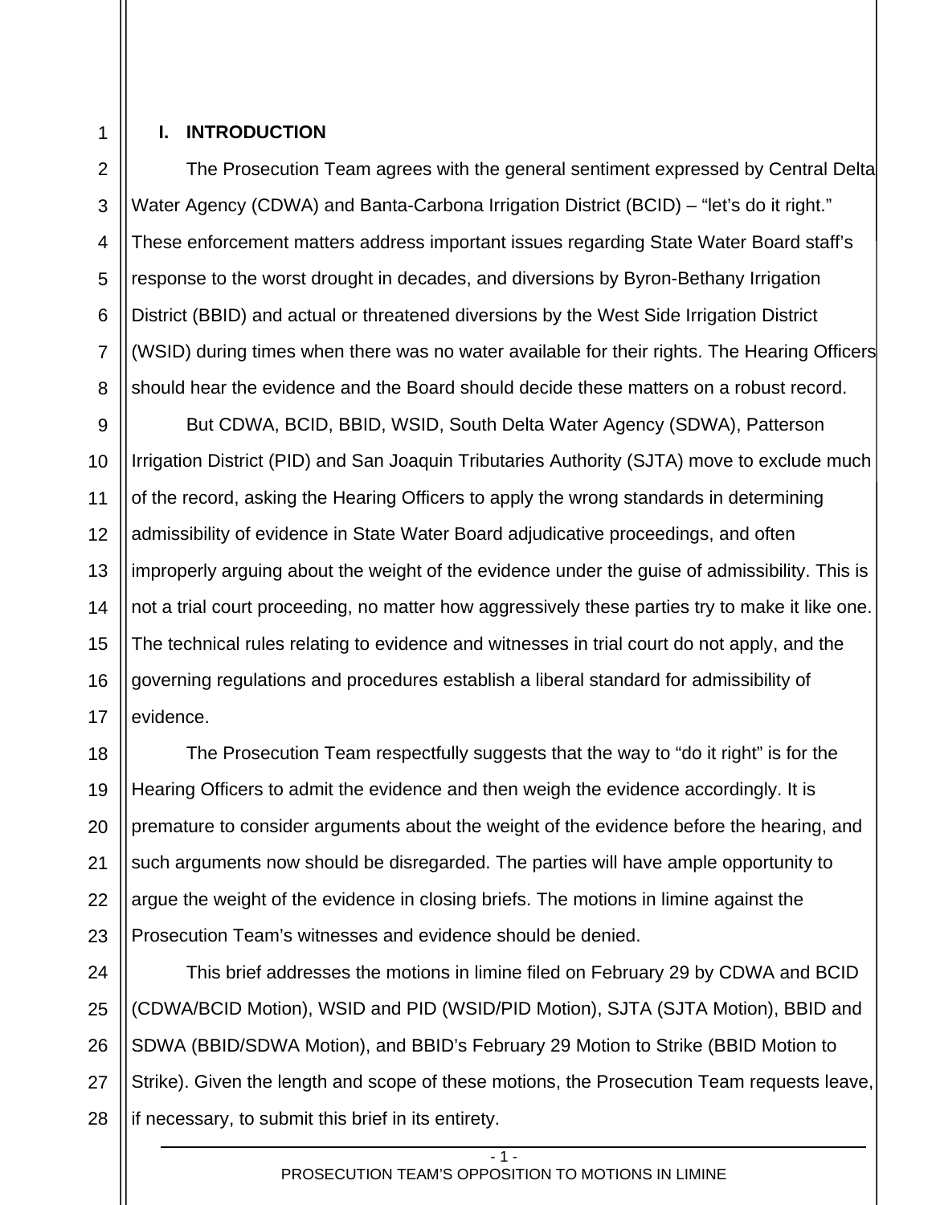## I. INTRODUCTION

The Prosecution Team agrees with the general sentiment expressed by Central Delta Water Agency (CDWA) and Banta-Carbona Irrigation District (BCID) – "let's do it right." These enforcement matters address important issues regarding State Water Board staff's response to the worst drought in decades, and diversions by Byron-Bethany Irrigation District (BBID) and actual or threatened diversions by the West Side Irrigation District (WSID) during times when there was no water available for their rights. The Hearing Officers should hear the evidence and the Board should decide these matters on a robust record.

But CDWA, BCID, BBID, WSID, South Delta Water Agency (SDWA), Patterson Irrigation District (PID) and San Joaquin Tributaries Authority (SJTA) move to exclude much of the record, asking the Hearing Officers to apply the wrong standards in determining admissibility of evidence in State Water Board adjudicative proceedings, and often improperly arguing about the weight of the evidence under the guise of admissibility. This is not a trial court proceeding, no matter how aggressively these parties try to make it like one. The technical rules relating to evidence and witnesses in trial court do not apply, and the governing regulations and procedures establish a liberal standard for admissibility of evidence.

The Prosecution Team respectfully suggests that the way to "do it right" is for the Hearing Officers to admit the evidence and then weigh the evidence accordingly. It is premature to consider arguments about the weight of the evidence before the hearing, and such arguments now should be disregarded. The parties will have ample opportunity to argue the weight of the evidence in closing briefs. The motions in limine against the Prosecution Team's witnesses and evidence should be denied.

This brief addresses the motions in limine filed on February 29 by CDWA and BCID (CDWA/BCID Motion), WSID and PID (WSID/PID Motion), SJTA (SJTA Motion), BBID and SDWA (BBID/SDWA Motion), and BBID's February 29 Motion to Strike (BBID Motion to Strike). Given the length and scope of these motions, the Prosecution Team requests leave, if necessary, to submit this brief in its entirety.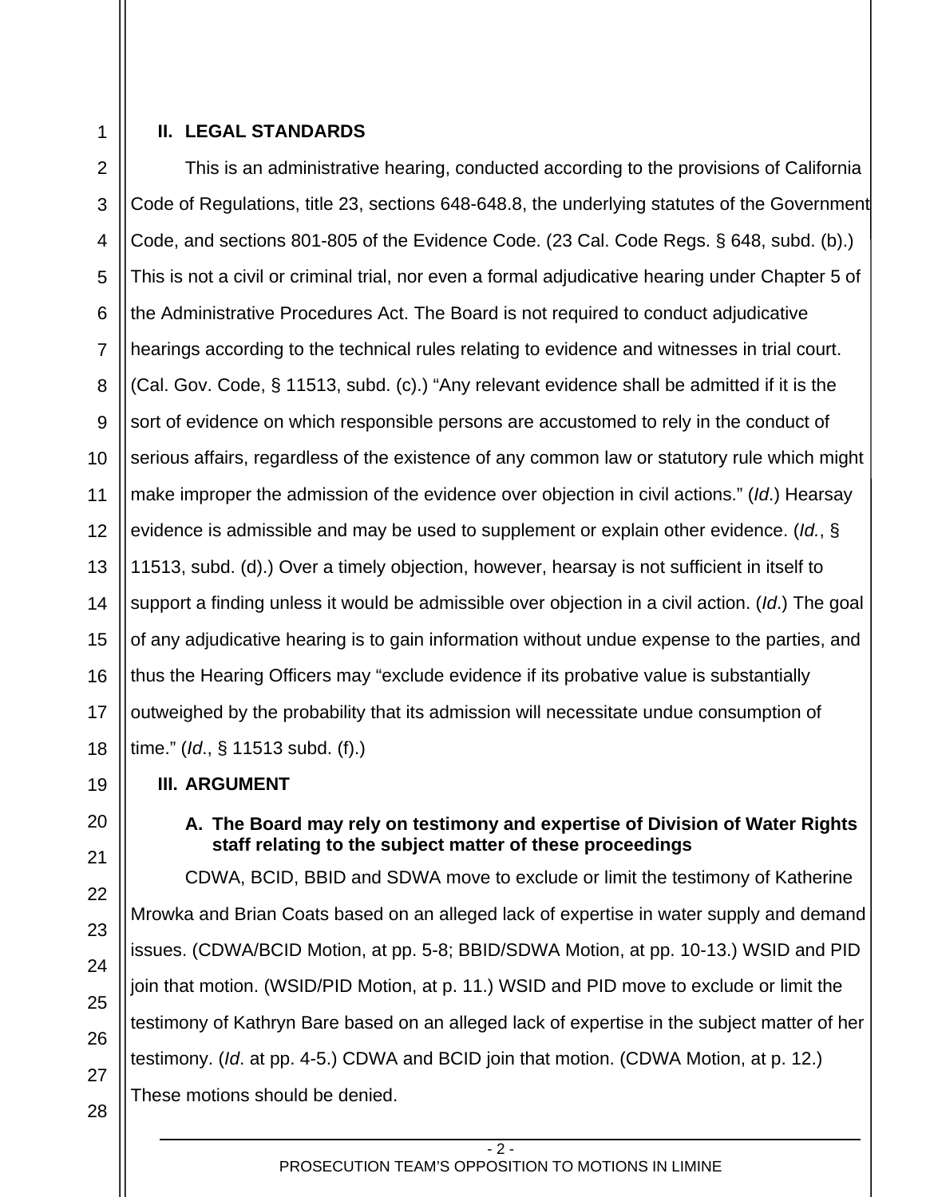## II. LEGAL STANDARDS

This is an administrative hearing, conducted according to the provisions of California Code of Regulations, title 23, sections 648-648.8, the underlying statutes of the Government Code, and sections 801-805 of the Evidence Code. (23 Cal. Code Regs. § 648, subd. (b).) This is not a civil or criminal trial, nor even a formal adjudicative hearing under Chapter 5 of the Administrative Procedures Act. The Board is not required to conduct adjudicative hearings according to the technical rules relating to evidence and witnesses in trial court. (Cal. Gov. Code, § 11513, subd. (c).) "Any relevant evidence shall be admitted if it is the sort of evidence on which responsible persons are accustomed to rely in the conduct of serious affairs, regardless of the existence of any common law or statutory rule which might make improper the admission of the evidence over objection in civil actions." (*Id.*) Hearsay evidence is admissible and may be used to supplement or explain other evidence. (*Id.*, § 11513, subd. (d).) Over a timely objection, however, hearsay is not sufficient in itself to support a finding unless it would be admissible over objection in a civil action. (*Id.*) The goal of any adjudicative hearing is to gain information without undue expense to the parties, and thus the Hearing Officers may "exclude evidence if its probative value is substantially outweighed by the probability that its admission will necessitate undue consumption of time." (*Id.*, § 11513 subd. (f).)

## III. ARGUMENT

### A. The Board may rely on testimony and expertise of Division of Water Rights staff relating to the subject matter of these proceedings

CDWA, BCID, BBID and SDWA move to exclude or limit the testimony of Katherine Mrowka and Brian Coats based on an alleged lack of expertise in water supply and demand issues. (CDWA/BCID Motion, at pp. 5-8; BBID/SDWA Motion, at pp. 10-13.) WSID and PID join that motion. (WSID/PID Motion, at p. 11.) WSID and PID move to exclude or limit the testimony of Kathryn Bare based on an alleged lack of expertise in the subject matter of her testimony. (*Id*. at pp. 4-5.) CDWA and BCID join that motion. (CDWA Motion, at p. 12.) These motions should be denied.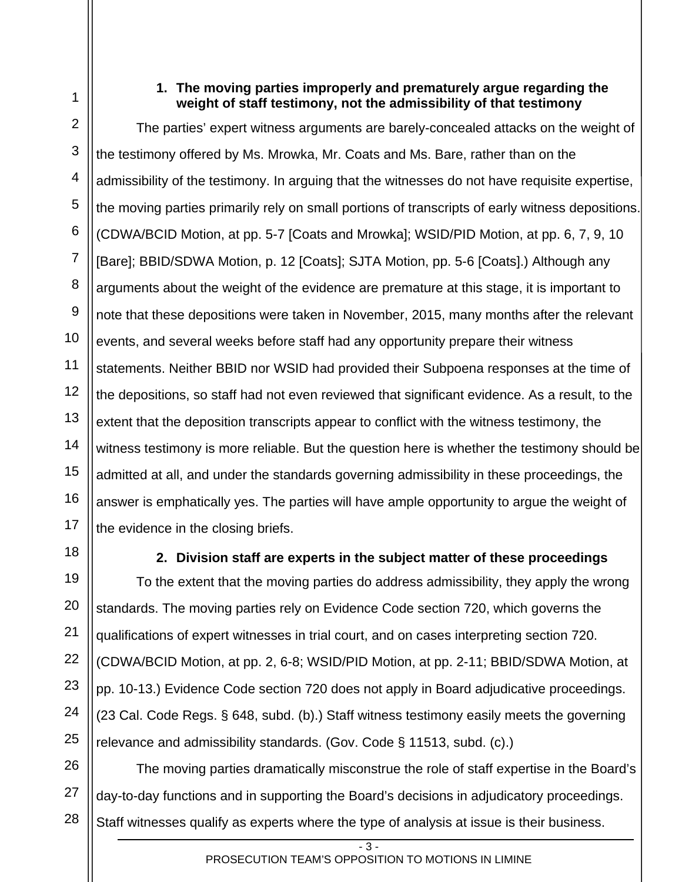### 1. The moving parties improperly and prematurely argue regarding the weight of staff testimony, not the admissibility of that testimony

The parties' expert witness arguments are barely-concealed attacks on the weight of the testimony offered by Ms. Mrowka, Mr. Coats and Ms. Bare, rather than on the admissibility of the testimony. In arguing that the witnesses do not have requisite expertise, the moving parties primarily rely on small portions of transcripts of early witness depositions. (CDWA/BCID Motion, at pp. 5-7 [Coats and Mrowka]; WSID/PID Motion, at pp. 6, 7, 9, 10 [Bare]; BBID/SDWA Motion, p. 12 [Coats]; SJTA Motion, pp. 5-6 [Coats].) Although any arguments about the weight of the evidence are premature at this stage, it is important to note that these depositions were taken in November, 2015, many months after the relevant events, and several weeks before staff had any opportunity prepare their witness statements. Neither BBID nor WSID had provided their Subpoena responses at the time of the depositions, so staff had not even reviewed that significant evidence. As a result, to the extent that the deposition transcripts appear to conflict with the witness testimony, the witness testimony is more reliable. But the question here is whether the testimony should be admitted at all, and under the standards governing admissibility in these proceedings, the answer is emphatically yes. The parties will have ample opportunity to argue the weight of the evidence in the closing briefs.

### 2. Division staff are experts in the subject matter of these proceedings

To the extent that the moving parties do address admissibility, they apply the wrong standards. The moving parties rely on Evidence Code section 720, which governs the qualifications of expert witnesses in trial court, and on cases interpreting section 720. (CDWA/BCID Motion, at pp. 2, 6-8; WSID/PID Motion, at pp. 2-11; BBID/SDWA Motion, at pp. 10-13.) Evidence Code section 720 does not apply in Board adjudicative proceedings. (23 Cal. Code Regs. § 648, subd. (b).) Staff witness testimony easily meets the governing relevance and admissibility standards. (Gov. Code § 11513, subd. (c).)

The moving parties dramatically misconstrue the role of staff expertise in the Board's day-to-day functions and in supporting the Board's decisions in adjudicatory proceedings. Staff witnesses qualify as experts where the type of analysis at issue is their business.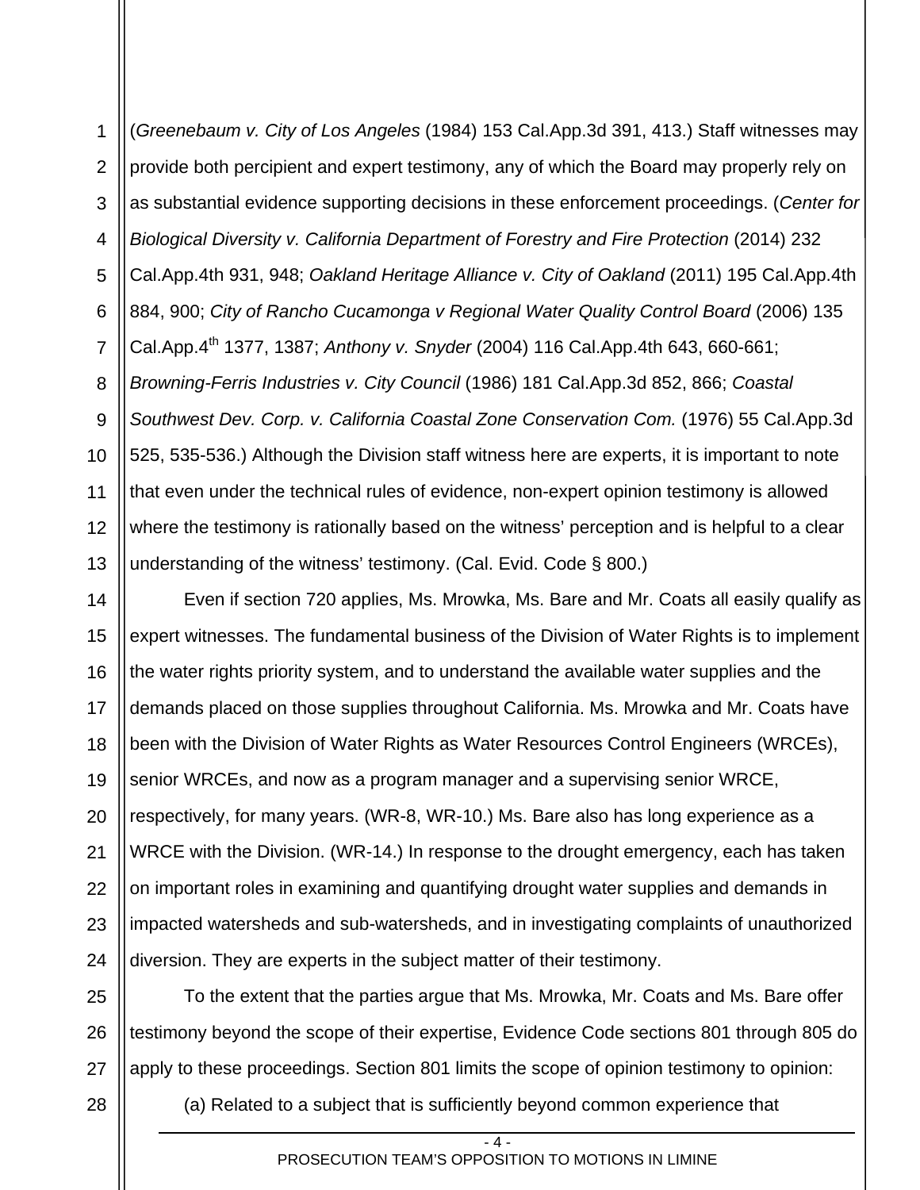(*Greenebaum v. City of Los Angeles* (1984) 153 Cal.App.3d 391, 413.) Staff witnesses may provide both percipient and expert testimony, any of which the Board may properly rely on as substantial evidence supporting decisions in these enforcement proceedings. (*Center for Biological Diversity v. California Department of Forestry and Fire Protection* (2014) 232 Cal.App.4th 931, 948; *Oakland Heritage Alliance v. City of Oakland* (2011) 195 Cal.App.4th 884, 900; *City of Rancho Cucamonga v Regional Water Quality Control Board* (2006) 135 Cal.App.4th 1377, 1387; *Anthony v. Snyder* (2004) 116 Cal.App.4th 643, 660-661; *Browning-Ferris Industries v. City Council* (1986) 181 Cal.App.3d 852, 866; *Coastal Southwest Dev. Corp. v. California Coastal Zone Conservation Com.* (1976) 55 Cal.App.3d 525, 535-536.) Although the Division staff witness here are experts, it is important to note that even under the technical rules of evidence, non-expert opinion testimony is allowed where the testimony is rationally based on the witness' perception and is helpful to a clear understanding of the witness' testimony. (Cal. Evid. Code § 800.)

Even if section 720 applies, Ms. Mrowka, Ms. Bare and Mr. Coats all easily qualify as expert witnesses. The fundamental business of the Division of Water Rights is to implement the water rights priority system, and to understand the available water supplies and the demands placed on those supplies throughout California. Ms. Mrowka and Mr. Coats have been with the Division of Water Rights as Water Resources Control Engineers (WRCEs), senior WRCEs, and now as a program manager and a supervising senior WRCE, respectively, for many years. (WR-8, WR-10.) Ms. Bare also has long experience as a WRCE with the Division. (WR-14.) In response to the drought emergency, each has taken on important roles in examining and quantifying drought water supplies and demands in impacted watersheds and sub-watersheds, and in investigating complaints of unauthorized diversion. They are experts in the subject matter of their testimony.

To the extent that the parties argue that Ms. Mrowka, Mr. Coats and Ms. Bare offer testimony beyond the scope of their expertise, Evidence Code sections 801 through 805 do apply to these proceedings. Section 801 limits the scope of opinion testimony to opinion:

(a) Related to a subject that is sufficiently beyond common experience that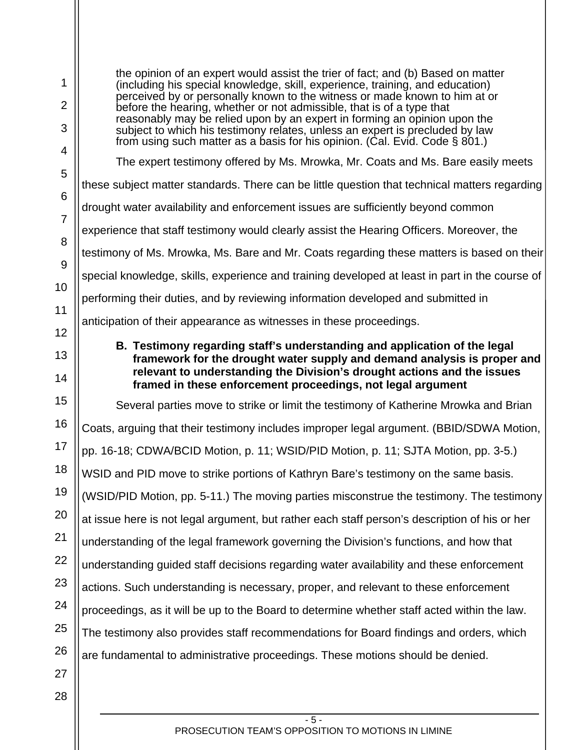> the opinion of an expert would assist the trier of fact; and (b) Based on matter (including his special knowledge, skill, experience, training, and education) perceived by or personally known to the witness or made known to him at or before the hearing, whether or not admissible, that is of a type that reasonably may be relied upon by an expert in forming an opinion upon the subject to which his testimony relates, unless an expert is precluded by law from using such matter as a basis for his opinion. (Cal. Evid. Code § 801.)

The expert testimony offered by Ms. Mrowka, Mr. Coats and Ms. Bare easily meets these subject matter standards. There can be little question that technical matters regarding drought water availability and enforcement issues are sufficiently beyond common experience that staff testimony would clearly assist the Hearing Officers. Moreover, the testimony of Ms. Mrowka, Ms. Bare and Mr. Coats regarding these matters is based on their special knowledge, skills, experience and training developed at least in part in the course of performing their duties, and by reviewing information developed and submitted in anticipation of their appearance as witnesses in these proceedings.

**B. Testimony regarding staff's understanding and application of the legal framework for the drought water supply and demand analysis is proper and relevant to understanding the Division's drought actions and the issues framed in these enforcement proceedings, not legal argument**

Several parties move to strike or limit the testimony of Katherine Mrowka and Brian Coats, arguing that their testimony includes improper legal argument. (BBID/SDWA Motion, pp. 16-18; CDWA/BCID Motion, p. 11; WSID/PID Motion, p. 11; SJTA Motion, pp. 3-5.) WSID and PID move to strike portions of Kathryn Bare's testimony on the same basis. (WSID/PID Motion, pp. 5-11.) The moving parties misconstrue the testimony. The testimony at issue here is not legal argument, but rather each staff person's description of his or her understanding of the legal framework governing the Division's functions, and how that understanding guided staff decisions regarding water availability and these enforcement actions. Such understanding is necessary, proper, and relevant to these enforcement proceedings, as it will be up to the Board to determine whether staff acted within the law. The testimony also provides staff recommendations for Board findings and orders, which are fundamental to administrative proceedings. These motions should be denied.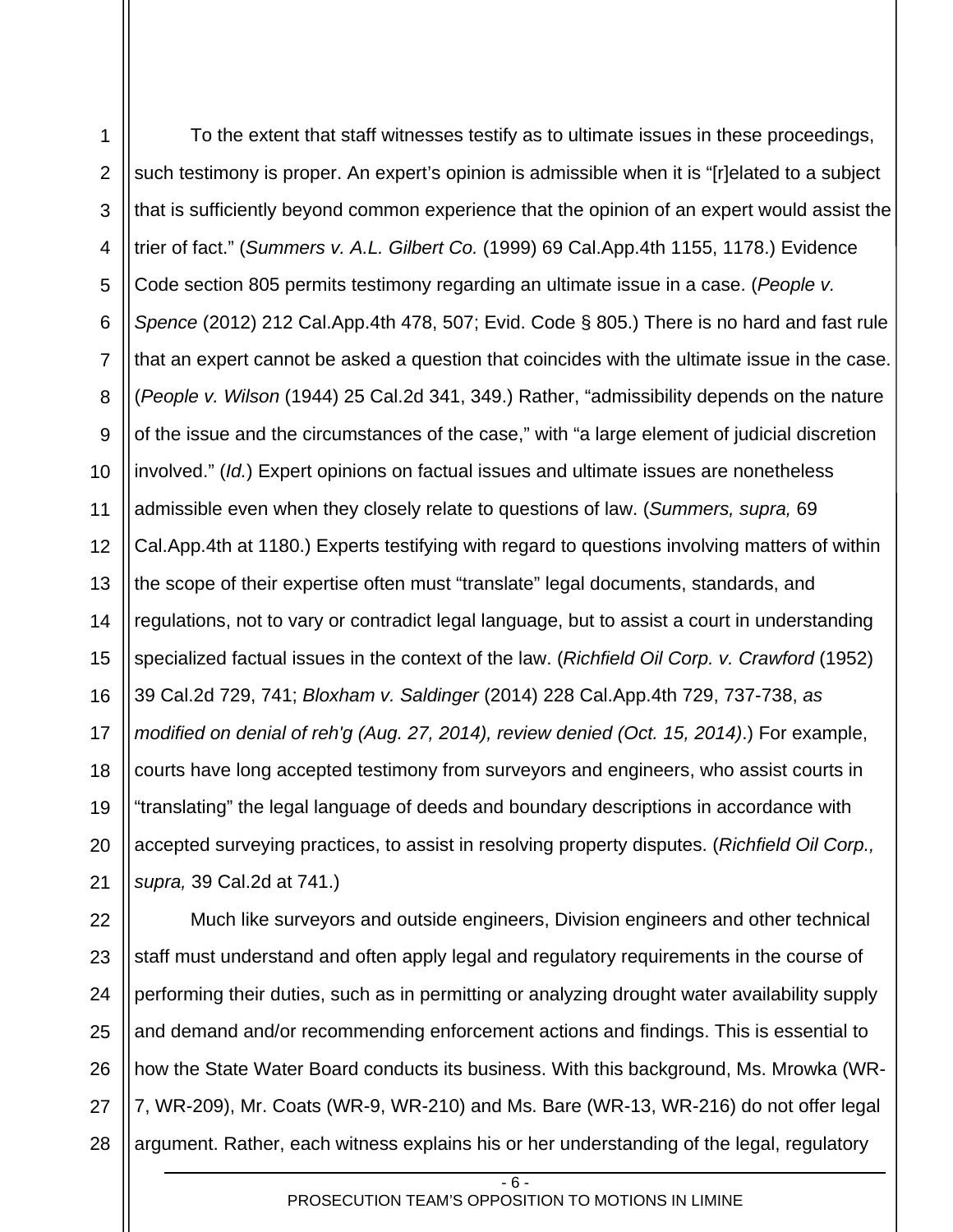To the extent that staff witnesses testify as to ultimate issues in these proceedings, such testimony is proper. An expert's opinion is admissible when it is "[r]elated to a subject that is sufficiently beyond common experience that the opinion of an expert would assist the trier of fact." (*Summers v. A.L. Gilbert Co.* (1999) 69 Cal.App.4th 1155, 1178.) Evidence Code section 805 permits testimony regarding an ultimate issue in a case. (*People v. Spence* (2012) 212 Cal.App.4th 478, 507; Evid. Code § 805.) There is no hard and fast rule that an expert cannot be asked a question that coincides with the ultimate issue in the case. (*People v. Wilson* (1944) 25 Cal.2d 341, 349.) Rather, "admissibility depends on the nature of the issue and the circumstances of the case," with "a large element of judicial discretion involved." (*Id.*) Expert opinions on factual issues and ultimate issues are nonetheless admissible even when they closely relate to questions of law. (*Summers, supra,* 69 Cal.App.4th at 1180.) Experts testifying with regard to questions involving matters of within the scope of their expertise often must "translate" legal documents, standards, and regulations, not to vary or contradict legal language, but to assist a court in understanding specialized factual issues in the context of the law. (*Richfield Oil Corp. v. Crawford* (1952) 39 Cal.2d 729, 741; *Bloxham v. Saldinger* (2014) 228 Cal.App.4th 729, 737-738, *as modified on denial of reh'g (Aug. 27, 2014), review denied (Oct. 15, 2014)*.) For example, courts have long accepted testimony from surveyors and engineers, who assist courts in "translating" the legal language of deeds and boundary descriptions in accordance with accepted surveying practices, to assist in resolving property disputes. (*Richfield Oil Corp., supra,* 39 Cal.2d at 741.)

Much like surveyors and outside engineers, Division engineers and other technical staff must understand and often apply legal and regulatory requirements in the course of performing their duties, such as in permitting or analyzing drought water availability supply and demand and/or recommending enforcement actions and findings. This is essential to how the State Water Board conducts its business. With this background, Ms. Mrowka (WR-7, WR-209), Mr. Coats (WR-9, WR-210) and Ms. Bare (WR-13, WR-216) do not offer legal argument. Rather, each witness explains his or her understanding of the legal, regulatory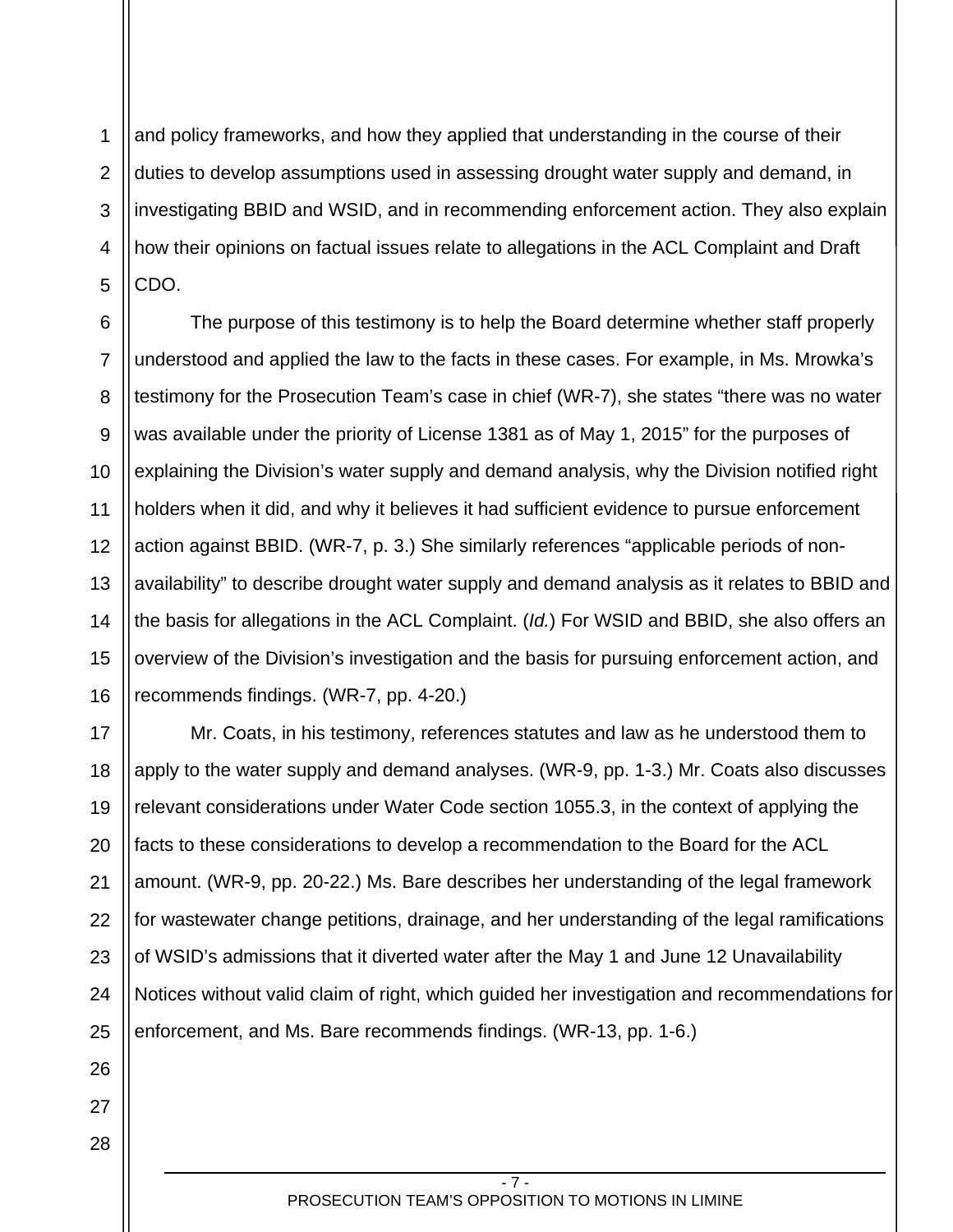and policy frameworks, and how they applied that understanding in the course of their duties to develop assumptions used in assessing drought water supply and demand, in investigating BBID and WSID, and in recommending enforcement action. They also explain how their opinions on factual issues relate to allegations in the ACL Complaint and Draft CDO.

The purpose of this testimony is to help the Board determine whether staff properly understood and applied the law to the facts in these cases. For example, in Ms. Mrowka's testimony for the Prosecution Team's case in chief (WR-7), she states "there was no water was available under the priority of License 1381 as of May 1, 2015" for the purposes of explaining the Division's water supply and demand analysis, why the Division notified right holders when it did, and why it believes it had sufficient evidence to pursue enforcement action against BBID. (WR-7, p. 3.) She similarly references "applicable periods of non-availability" to describe drought water supply and demand analysis as it relates to BBID and the basis for allegations in the ACL Complaint. (*Id.*) For WSID and BBID, she also offers an overview of the Division's investigation and the basis for pursuing enforcement action, and recommends findings. (WR-7, pp. 4-20.)

Mr. Coats, in his testimony, references statutes and law as he understood them to apply to the water supply and demand analyses. (WR-9, pp. 1-3.) Mr. Coats also discusses relevant considerations under Water Code section 1055.3, in the context of applying the facts to these considerations to develop a recommendation to the Board for the ACL amount. (WR-9, pp. 20-22.) Ms. Bare describes her understanding of the legal framework for wastewater change petitions, drainage, and her understanding of the legal ramifications of WSID's admissions that it diverted water after the May 1 and June 12 Unavailability Notices without valid claim of right, which guided her investigation and recommendations for enforcement, and Ms. Bare recommends findings. (WR-13, pp. 1-6.)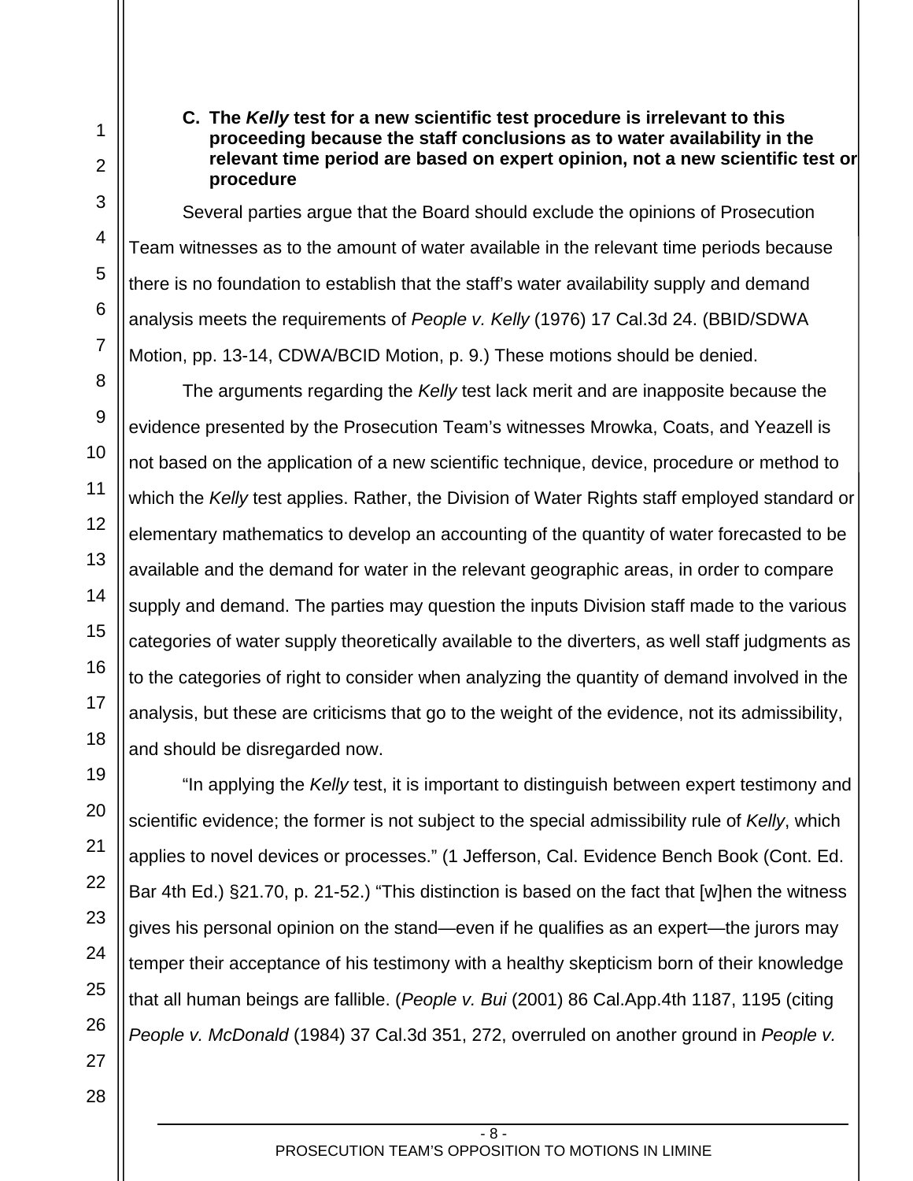### C. The *Kelly* test for a new scientific test procedure is irrelevant to this proceeding because the staff conclusions as to water availability in the relevant time period are based on expert opinion, not a new scientific test or procedure

Several parties argue that the Board should exclude the opinions of Prosecution Team witnesses as to the amount of water available in the relevant time periods because there is no foundation to establish that the staff's water availability supply and demand analysis meets the requirements of *People v. Kelly* (1976) 17 Cal.3d 24. (BBID/SDWA Motion, pp. 13-14, CDWA/BCID Motion, p. 9.) These motions should be denied.

The arguments regarding the *Kelly* test lack merit and are inapposite because the evidence presented by the Prosecution Team's witnesses Mrowka, Coats, and Yeazell is not based on the application of a new scientific technique, device, procedure or method to which the *Kelly* test applies. Rather, the Division of Water Rights staff employed standard or elementary mathematics to develop an accounting of the quantity of water forecasted to be available and the demand for water in the relevant geographic areas, in order to compare supply and demand. The parties may question the inputs Division staff made to the various categories of water supply theoretically available to the diverters, as well staff judgments as to the categories of right to consider when analyzing the quantity of demand involved in the analysis, but these are criticisms that go to the weight of the evidence, not its admissibility, and should be disregarded now.

"In applying the *Kelly* test, it is important to distinguish between expert testimony and scientific evidence; the former is not subject to the special admissibility rule of *Kelly*, which applies to novel devices or processes." (1 Jefferson, Cal. Evidence Bench Book (Cont. Ed. Bar 4th Ed.) §21.70, p. 21-52.) "This distinction is based on the fact that [w]hen the witness gives his personal opinion on the stand—even if he qualifies as an expert—the jurors may temper their acceptance of his testimony with a healthy skepticism born of their knowledge that all human beings are fallible. (*People v. Bui* (2001) 86 Cal.App.4th 1187, 1195 (citing *People v. McDonald* (1984) 37 Cal.3d 351, 272, overruled on another ground in *People v.*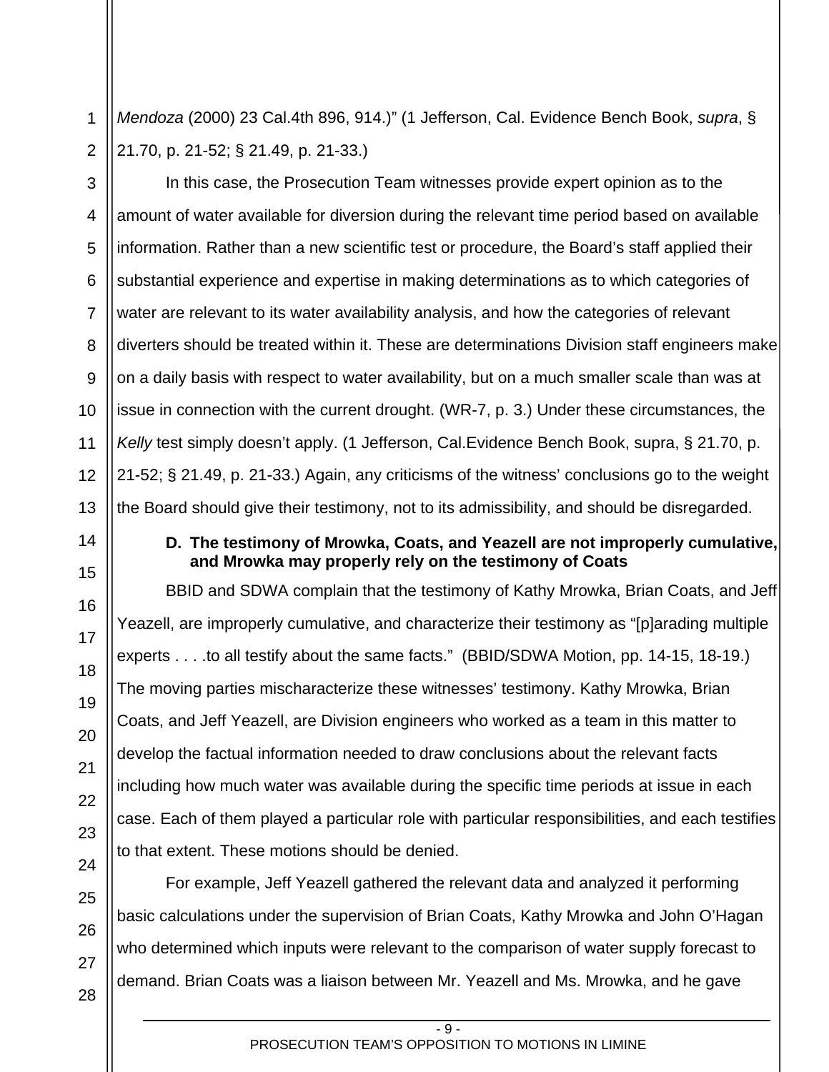*Mendoza* (2000) 23 Cal.4th 896, 914.)" (1 Jefferson, Cal. Evidence Bench Book, *supra*, § 21.70, p. 21-52; § 21.49, p. 21-33.)

In this case, the Prosecution Team witnesses provide expert opinion as to the amount of water available for diversion during the relevant time period based on available information. Rather than a new scientific test or procedure, the Board's staff applied their substantial experience and expertise in making determinations as to which categories of water are relevant to its water availability analysis, and how the categories of relevant diverters should be treated within it. These are determinations Division staff engineers make on a daily basis with respect to water availability, but on a much smaller scale than was at issue in connection with the current drought. (WR-7, p. 3.) Under these circumstances, the *Kelly* test simply doesn't apply. (1 Jefferson, Cal.Evidence Bench Book, supra, § 21.70, p. 21-52; § 21.49, p. 21-33.) Again, any criticisms of the witness' conclusions go to the weight the Board should give their testimony, not to its admissibility, and should be disregarded.

**D. The testimony of Mrowka, Coats, and Yeazell are not improperly cumulative, and Mrowka may properly rely on the testimony of Coats**

BBID and SDWA complain that the testimony of Kathy Mrowka, Brian Coats, and Jeff Yeazell, are improperly cumulative, and characterize their testimony as "[p]arading multiple experts . . . .to all testify about the same facts." (BBID/SDWA Motion, pp. 14-15, 18-19.) The moving parties mischaracterize these witnesses' testimony. Kathy Mrowka, Brian Coats, and Jeff Yeazell, are Division engineers who worked as a team in this matter to develop the factual information needed to draw conclusions about the relevant facts including how much water was available during the specific time periods at issue in each case. Each of them played a particular role with particular responsibilities, and each testifies to that extent. These motions should be denied.

For example, Jeff Yeazell gathered the relevant data and analyzed it performing basic calculations under the supervision of Brian Coats, Kathy Mrowka and John O'Hagan who determined which inputs were relevant to the comparison of water supply forecast to demand. Brian Coats was a liaison between Mr. Yeazell and Ms. Mrowka, and he gave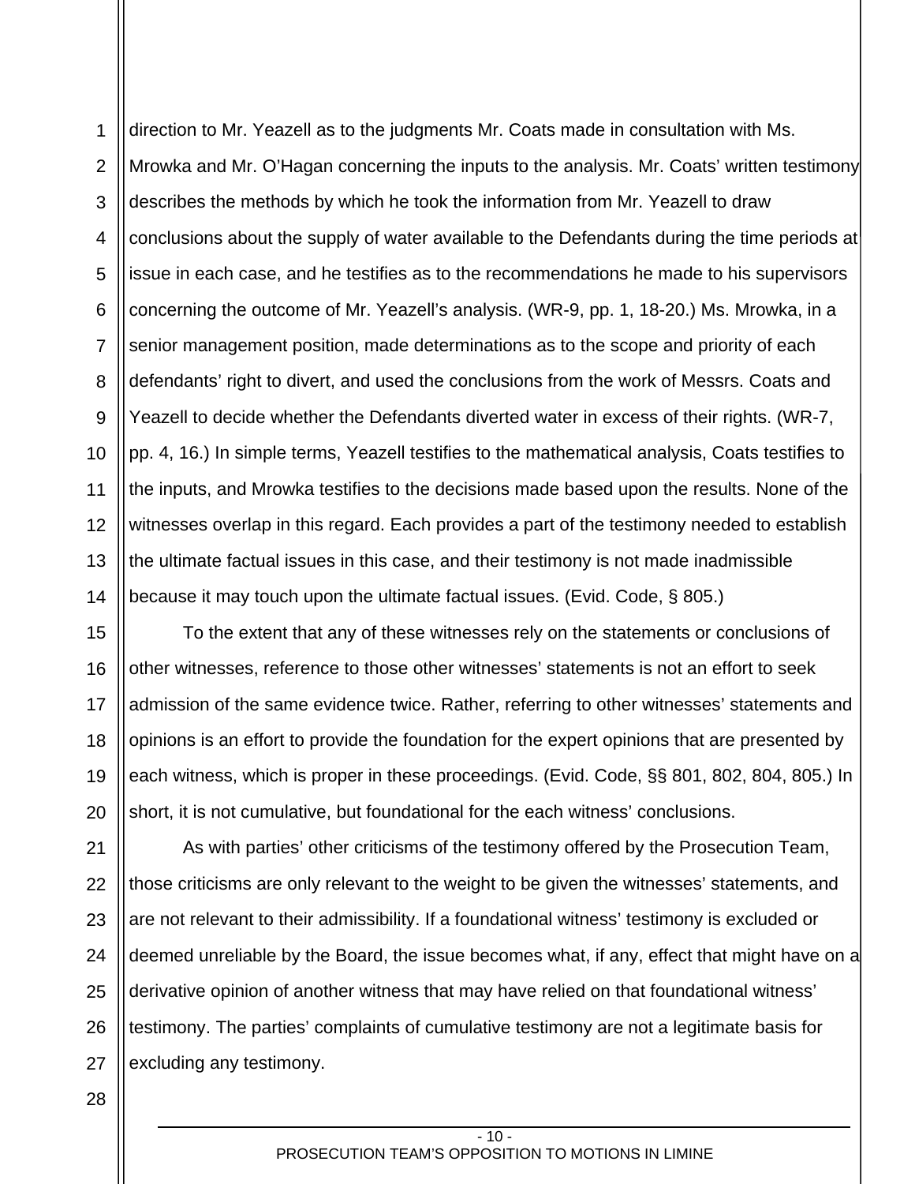direction to Mr. Yeazell as to the judgments Mr. Coats made in consultation with Ms. Mrowka and Mr. O'Hagan concerning the inputs to the analysis. Mr. Coats' written testimony describes the methods by which he took the information from Mr. Yeazell to draw conclusions about the supply of water available to the Defendants during the time periods at issue in each case, and he testifies as to the recommendations he made to his supervisors concerning the outcome of Mr. Yeazell's analysis. (WR-9, pp. 1, 18-20.) Ms. Mrowka, in a senior management position, made determinations as to the scope and priority of each defendants' right to divert, and used the conclusions from the work of Messrs. Coats and Yeazell to decide whether the Defendants diverted water in excess of their rights. (WR-7, pp. 4, 16.) In simple terms, Yeazell testifies to the mathematical analysis, Coats testifies to the inputs, and Mrowka testifies to the decisions made based upon the results. None of the witnesses overlap in this regard. Each provides a part of the testimony needed to establish the ultimate factual issues in this case, and their testimony is not made inadmissible because it may touch upon the ultimate factual issues. (Evid. Code, § 805.)

To the extent that any of these witnesses rely on the statements or conclusions of other witnesses, reference to those other witnesses' statements is not an effort to seek admission of the same evidence twice. Rather, referring to other witnesses' statements and opinions is an effort to provide the foundation for the expert opinions that are presented by each witness, which is proper in these proceedings. (Evid. Code, §§ 801, 802, 804, 805.) In short, it is not cumulative, but foundational for the each witness' conclusions.

As with parties' other criticisms of the testimony offered by the Prosecution Team, those criticisms are only relevant to the weight to be given the witnesses' statements, and are not relevant to their admissibility. If a foundational witness' testimony is excluded or deemed unreliable by the Board, the issue becomes what, if any, effect that might have on a derivative opinion of another witness that may have relied on that foundational witness' testimony. The parties' complaints of cumulative testimony are not a legitimate basis for excluding any testimony.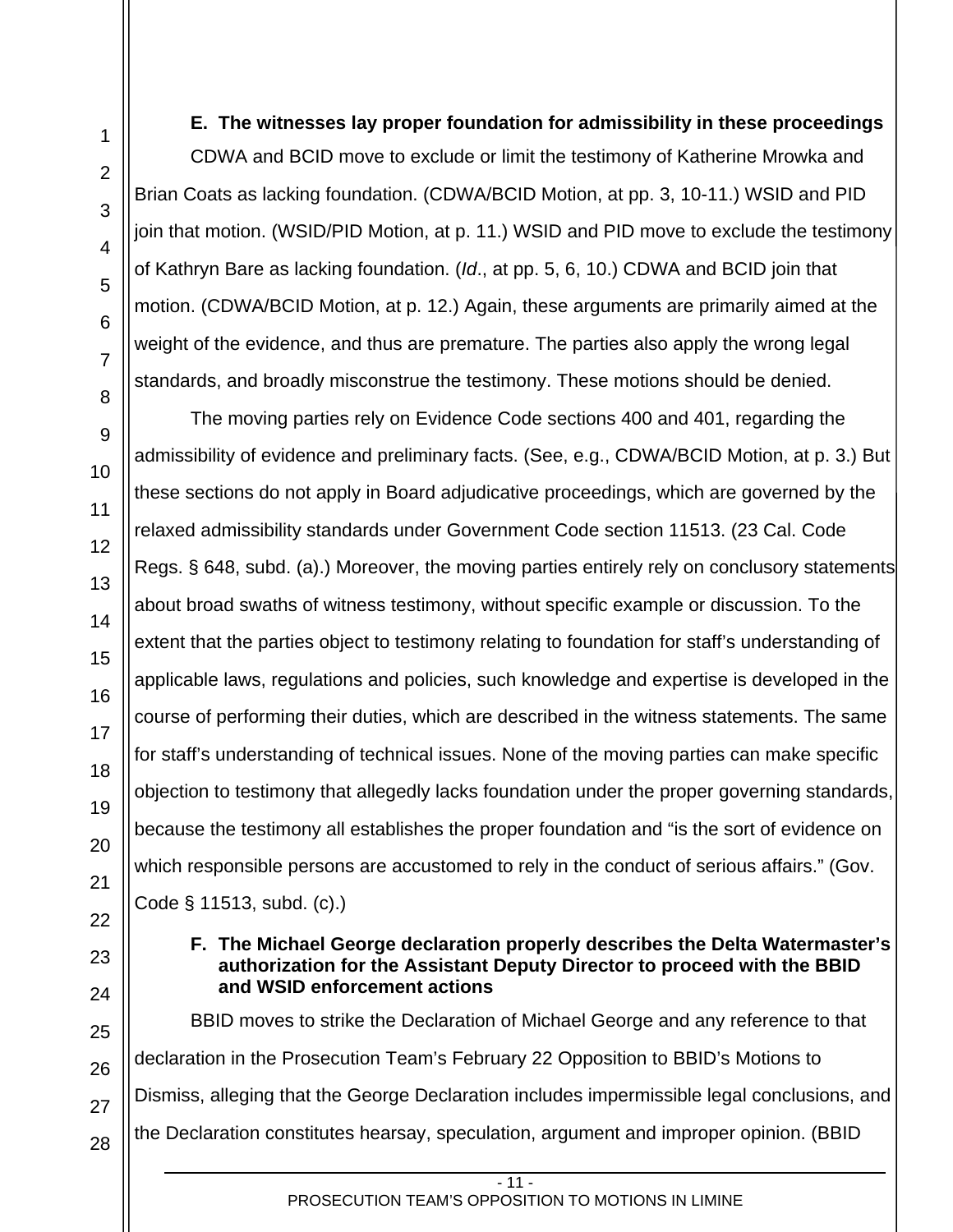### E. The witnesses lay proper foundation for admissibility in these proceedings

CDWA and BCID move to exclude or limit the testimony of Katherine Mrowka and Brian Coats as lacking foundation. (CDWA/BCID Motion, at pp. 3, 10-11.) WSID and PID join that motion. (WSID/PID Motion, at p. 11.) WSID and PID move to exclude the testimony of Kathryn Bare as lacking foundation. (*Id*., at pp. 5, 6, 10.) CDWA and BCID join that motion. (CDWA/BCID Motion, at p. 12.) Again, these arguments are primarily aimed at the weight of the evidence, and thus are premature. The parties also apply the wrong legal standards, and broadly misconstrue the testimony. These motions should be denied.

The moving parties rely on Evidence Code sections 400 and 401, regarding the admissibility of evidence and preliminary facts. (See, e.g., CDWA/BCID Motion, at p. 3.) But these sections do not apply in Board adjudicative proceedings, which are governed by the relaxed admissibility standards under Government Code section 11513. (23 Cal. Code Regs. § 648, subd. (a).) Moreover, the moving parties entirely rely on conclusory statements about broad swaths of witness testimony, without specific example or discussion. To the extent that the parties object to testimony relating to foundation for staff's understanding of applicable laws, regulations and policies, such knowledge and expertise is developed in the course of performing their duties, which are described in the witness statements. The same for staff's understanding of technical issues. None of the moving parties can make specific objection to testimony that allegedly lacks foundation under the proper governing standards, because the testimony all establishes the proper foundation and "is the sort of evidence on which responsible persons are accustomed to rely in the conduct of serious affairs." (Gov. Code § 11513, subd. (c).)

### F. The Michael George declaration properly describes the Delta Watermaster's authorization for the Assistant Deputy Director to proceed with the BBID and WSID enforcement actions

BBID moves to strike the Declaration of Michael George and any reference to that declaration in the Prosecution Team's February 22 Opposition to BBID's Motions to Dismiss, alleging that the George Declaration includes impermissible legal conclusions, and the Declaration constitutes hearsay, speculation, argument and improper opinion. (BBID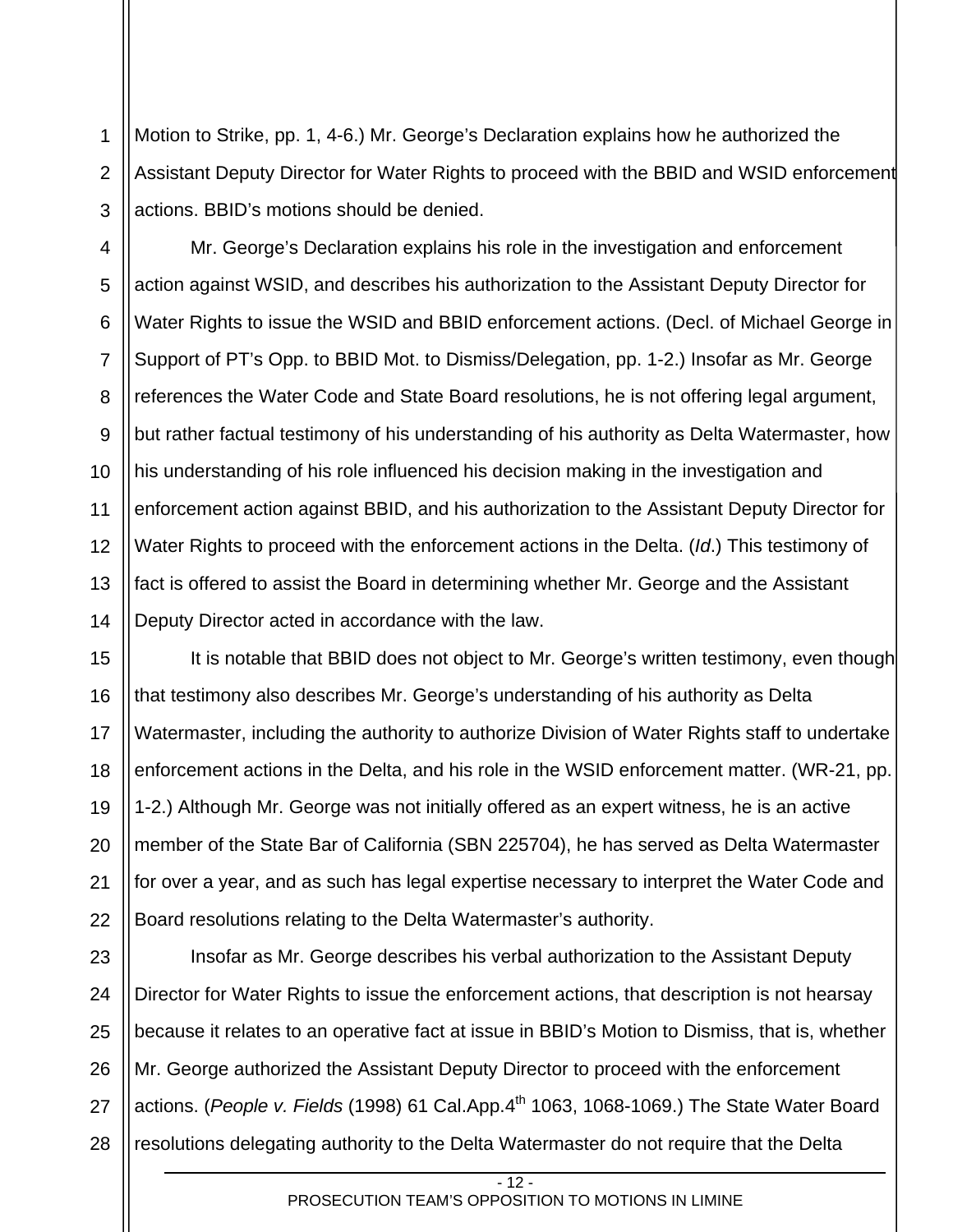Motion to Strike, pp. 1, 4-6.) Mr. George's Declaration explains how he authorized the Assistant Deputy Director for Water Rights to proceed with the BBID and WSID enforcement actions. BBID's motions should be denied.

Mr. George's Declaration explains his role in the investigation and enforcement action against WSID, and describes his authorization to the Assistant Deputy Director for Water Rights to issue the WSID and BBID enforcement actions. (Decl. of Michael George in Support of PT's Opp. to BBID Mot. to Dismiss/Delegation, pp. 1-2.) Insofar as Mr. George references the Water Code and State Board resolutions, he is not offering legal argument, but rather factual testimony of his understanding of his authority as Delta Watermaster, how his understanding of his role influenced his decision making in the investigation and enforcement action against BBID, and his authorization to the Assistant Deputy Director for Water Rights to proceed with the enforcement actions in the Delta. (*Id*.) This testimony of fact is offered to assist the Board in determining whether Mr. George and the Assistant Deputy Director acted in accordance with the law.

It is notable that BBID does not object to Mr. George's written testimony, even though that testimony also describes Mr. George's understanding of his authority as Delta Watermaster, including the authority to authorize Division of Water Rights staff to undertake enforcement actions in the Delta, and his role in the WSID enforcement matter. (WR-21, pp. 1-2.) Although Mr. George was not initially offered as an expert witness, he is an active member of the State Bar of California (SBN 225704), he has served as Delta Watermaster for over a year, and as such has legal expertise necessary to interpret the Water Code and Board resolutions relating to the Delta Watermaster's authority.

Insofar as Mr. George describes his verbal authorization to the Assistant Deputy Director for Water Rights to issue the enforcement actions, that description is not hearsay because it relates to an operative fact at issue in BBID's Motion to Dismiss, that is, whether Mr. George authorized the Assistant Deputy Director to proceed with the enforcement actions. (*People v. Fields* (1998) 61 Cal.App.4th 1063, 1068-1069.) The State Water Board resolutions delegating authority to the Delta Watermaster do not require that the Delta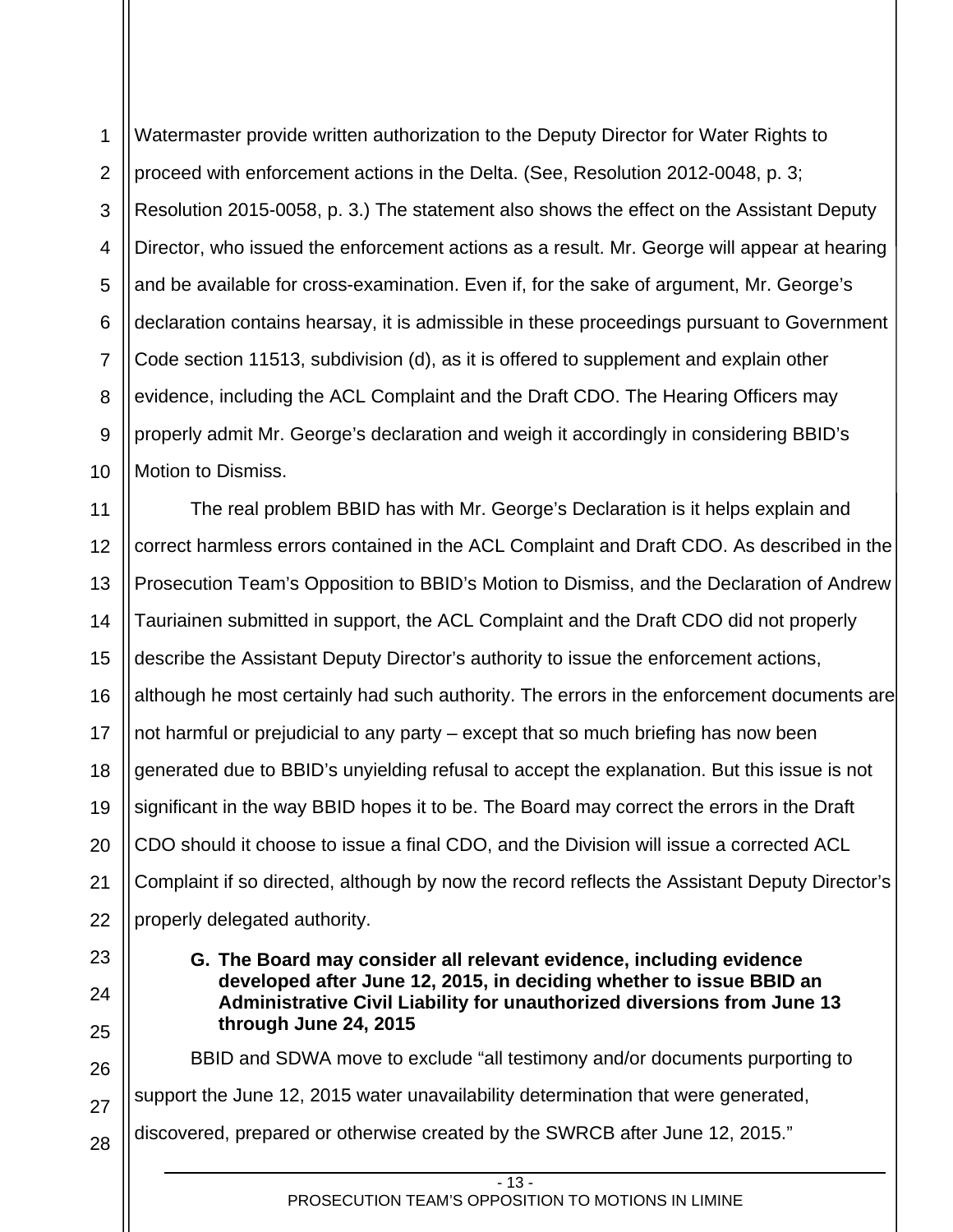Watermaster provide written authorization to the Deputy Director for Water Rights to proceed with enforcement actions in the Delta. (See, Resolution 2012-0048, p. 3; Resolution 2015-0058, p. 3.) The statement also shows the effect on the Assistant Deputy Director, who issued the enforcement actions as a result. Mr. George will appear at hearing and be available for cross-examination. Even if, for the sake of argument, Mr. George's declaration contains hearsay, it is admissible in these proceedings pursuant to Government Code section 11513, subdivision (d), as it is offered to supplement and explain other evidence, including the ACL Complaint and the Draft CDO. The Hearing Officers may properly admit Mr. George's declaration and weigh it accordingly in considering BBID's Motion to Dismiss.

The real problem BBID has with Mr. George's Declaration is it helps explain and correct harmless errors contained in the ACL Complaint and Draft CDO. As described in the Prosecution Team's Opposition to BBID's Motion to Dismiss, and the Declaration of Andrew Tauriainen submitted in support, the ACL Complaint and the Draft CDO did not properly describe the Assistant Deputy Director's authority to issue the enforcement actions, although he most certainly had such authority. The errors in the enforcement documents are not harmful or prejudicial to any party – except that so much briefing has now been generated due to BBID's unyielding refusal to accept the explanation. But this issue is not significant in the way BBID hopes it to be. The Board may correct the errors in the Draft CDO should it choose to issue a final CDO, and the Division will issue a corrected ACL Complaint if so directed, although by now the record reflects the Assistant Deputy Director's properly delegated authority.

**G. The Board may consider all relevant evidence, including evidence developed after June 12, 2015, in deciding whether to issue BBID an Administrative Civil Liability for unauthorized diversions from June 13 through June 24, 2015**

BBID and SDWA move to exclude "all testimony and/or documents purporting to support the June 12, 2015 water unavailability determination that were generated, discovered, prepared or otherwise created by the SWRCB after June 12, 2015."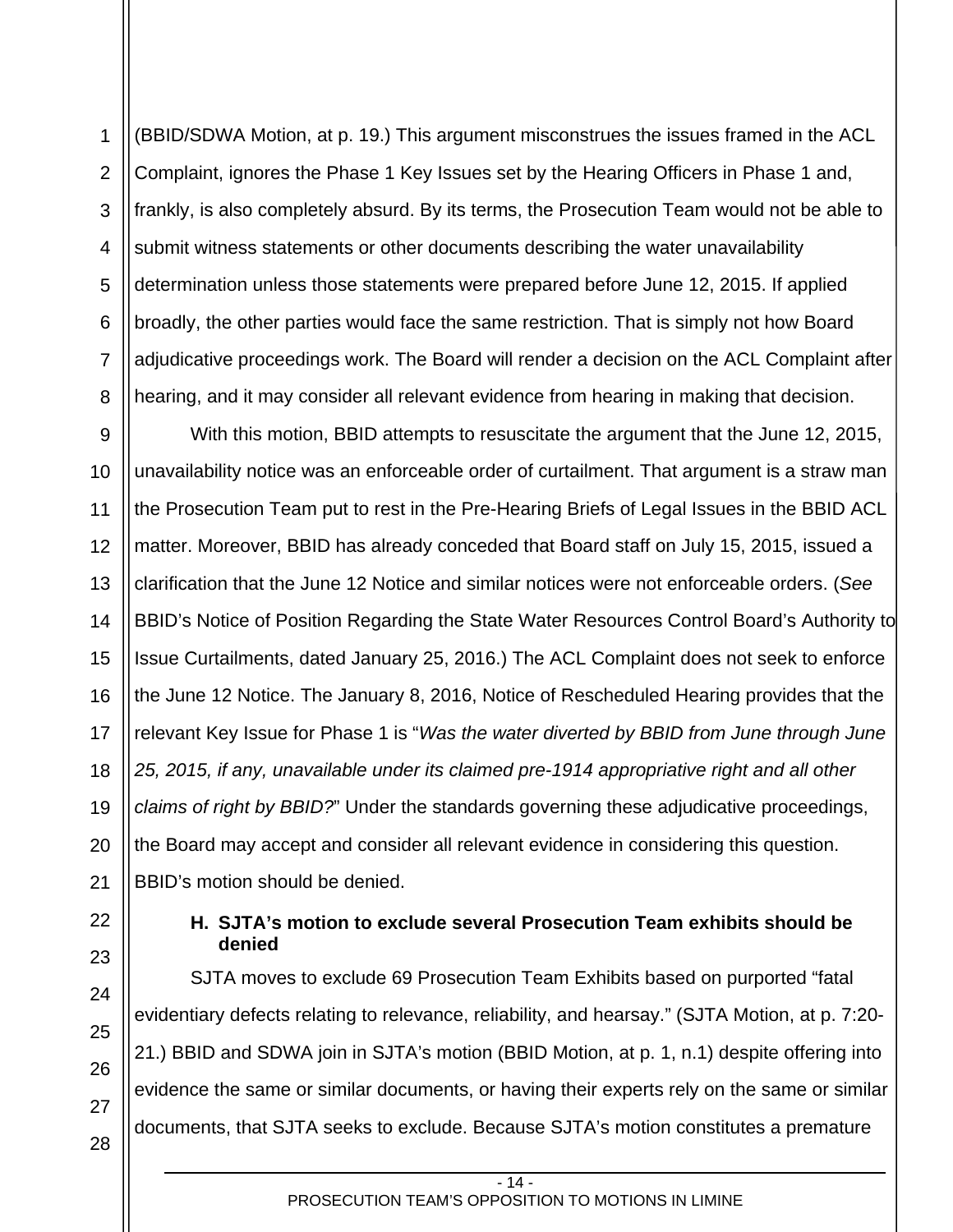(BBID/SDWA Motion, at p. 19.) This argument misconstrues the issues framed in the ACL Complaint, ignores the Phase 1 Key Issues set by the Hearing Officers in Phase 1 and, frankly, is also completely absurd. By its terms, the Prosecution Team would not be able to submit witness statements or other documents describing the water unavailability determination unless those statements were prepared before June 12, 2015. If applied broadly, the other parties would face the same restriction. That is simply not how Board adjudicative proceedings work. The Board will render a decision on the ACL Complaint after hearing, and it may consider all relevant evidence from hearing in making that decision.

With this motion, BBID attempts to resuscitate the argument that the June 12, 2015, unavailability notice was an enforceable order of curtailment. That argument is a straw man the Prosecution Team put to rest in the Pre-Hearing Briefs of Legal Issues in the BBID ACL matter. Moreover, BBID has already conceded that Board staff on July 15, 2015, issued a clarification that the June 12 Notice and similar notices were not enforceable orders. (*See* BBID's Notice of Position Regarding the State Water Resources Control Board's Authority to Issue Curtailments, dated January 25, 2016.) The ACL Complaint does not seek to enforce the June 12 Notice. The January 8, 2016, Notice of Rescheduled Hearing provides that the relevant Key Issue for Phase 1 is "*Was the water diverted by BBID from June through June 25, 2015, if any, unavailable under its claimed pre-1914 appropriative right and all other claims of right by BBID?*" Under the standards governing these adjudicative proceedings, the Board may accept and consider all relevant evidence in considering this question. BBID's motion should be denied.

### H. SJTA's motion to exclude several Prosecution Team exhibits should be denied

SJTA moves to exclude 69 Prosecution Team Exhibits based on purported "fatal evidentiary defects relating to relevance, reliability, and hearsay." (SJTA Motion, at p. 7:20-21.) BBID and SDWA join in SJTA's motion (BBID Motion, at p. 1, n.1) despite offering into evidence the same or similar documents, or having their experts rely on the same or similar documents, that SJTA seeks to exclude. Because SJTA's motion constitutes a premature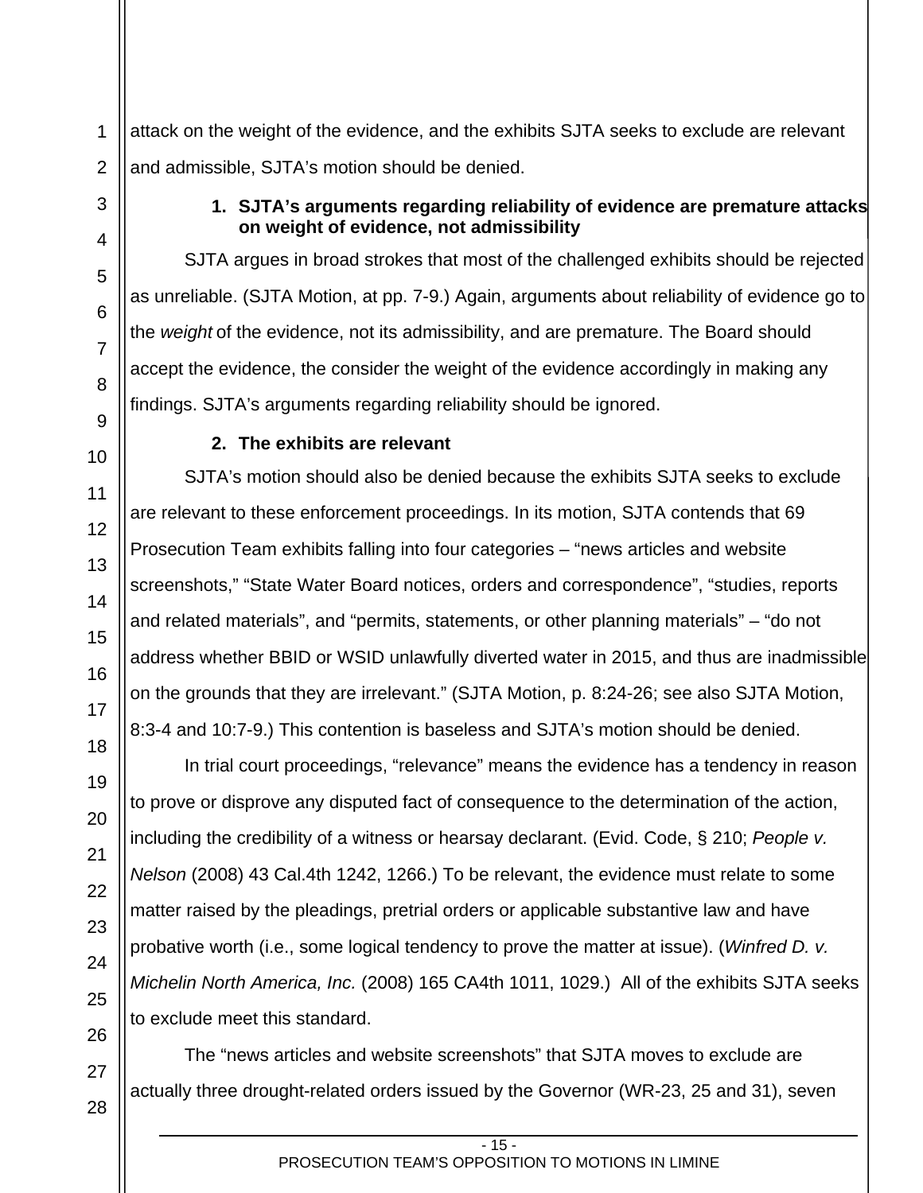attack on the weight of the evidence, and the exhibits SJTA seeks to exclude are relevant and admissible, SJTA's motion should be denied.

**1. SJTA's arguments regarding reliability of evidence are premature attacks on weight of evidence, not admissibility**

SJTA argues in broad strokes that most of the challenged exhibits should be rejected as unreliable. (SJTA Motion, at pp. 7-9.) Again, arguments about reliability of evidence go to the *weight* of the evidence, not its admissibility, and are premature. The Board should accept the evidence, the consider the weight of the evidence accordingly in making any findings. SJTA's arguments regarding reliability should be ignored.

**2. The exhibits are relevant**

SJTA's motion should also be denied because the exhibits SJTA seeks to exclude are relevant to these enforcement proceedings. In its motion, SJTA contends that 69 Prosecution Team exhibits falling into four categories – "news articles and website screenshots," "State Water Board notices, orders and correspondence", "studies, reports and related materials", and "permits, statements, or other planning materials" – "do not address whether BBID or WSID unlawfully diverted water in 2015, and thus are inadmissible on the grounds that they are irrelevant." (SJTA Motion, p. 8:24-26; see also SJTA Motion, 8:3-4 and 10:7-9.) This contention is baseless and SJTA's motion should be denied.

In trial court proceedings, "relevance" means the evidence has a tendency in reason to prove or disprove any disputed fact of consequence to the determination of the action, including the credibility of a witness or hearsay declarant. (Evid. Code, § 210; *People v. Nelson* (2008) 43 Cal.4th 1242, 1266.) To be relevant, the evidence must relate to some matter raised by the pleadings, pretrial orders or applicable substantive law and have probative worth (i.e., some logical tendency to prove the matter at issue). (*Winfred D. v. Michelin North America, Inc.* (2008) 165 CA4th 1011, 1029.) All of the exhibits SJTA seeks to exclude meet this standard.

The "news articles and website screenshots" that SJTA moves to exclude are actually three drought-related orders issued by the Governor (WR-23, 25 and 31), seven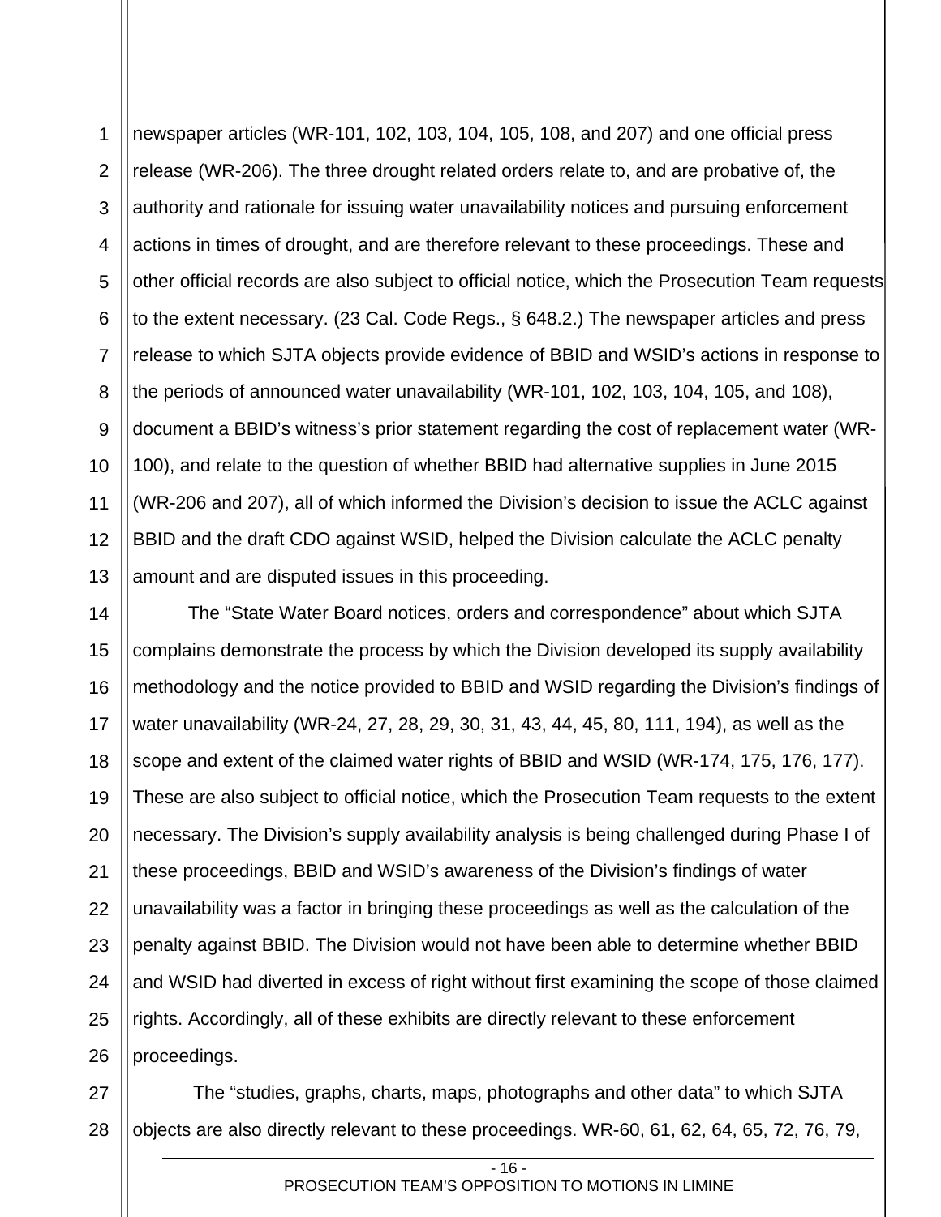newspaper articles (WR-101, 102, 103, 104, 105, 108, and 207) and one official press release (WR-206). The three drought related orders relate to, and are probative of, the authority and rationale for issuing water unavailability notices and pursuing enforcement actions in times of drought, and are therefore relevant to these proceedings. These and other official records are also subject to official notice, which the Prosecution Team requests to the extent necessary. (23 Cal. Code Regs., § 648.2.) The newspaper articles and press release to which SJTA objects provide evidence of BBID and WSID's actions in response to the periods of announced water unavailability (WR-101, 102, 103, 104, 105, and 108), document a BBID's witness's prior statement regarding the cost of replacement water (WR-100), and relate to the question of whether BBID had alternative supplies in June 2015 (WR-206 and 207), all of which informed the Division's decision to issue the ACLC against BBID and the draft CDO against WSID, helped the Division calculate the ACLC penalty amount and are disputed issues in this proceeding.

The "State Water Board notices, orders and correspondence" about which SJTA complains demonstrate the process by which the Division developed its supply availability methodology and the notice provided to BBID and WSID regarding the Division's findings of water unavailability (WR-24, 27, 28, 29, 30, 31, 43, 44, 45, 80, 111, 194), as well as the scope and extent of the claimed water rights of BBID and WSID (WR-174, 175, 176, 177). These are also subject to official notice, which the Prosecution Team requests to the extent necessary. The Division's supply availability analysis is being challenged during Phase I of these proceedings, BBID and WSID's awareness of the Division's findings of water unavailability was a factor in bringing these proceedings as well as the calculation of the penalty against BBID. The Division would not have been able to determine whether BBID and WSID had diverted in excess of right without first examining the scope of those claimed rights. Accordingly, all of these exhibits are directly relevant to these enforcement proceedings.

The "studies, graphs, charts, maps, photographs and other data" to which SJTA objects are also directly relevant to these proceedings. WR-60, 61, 62, 64, 65, 72, 76, 79,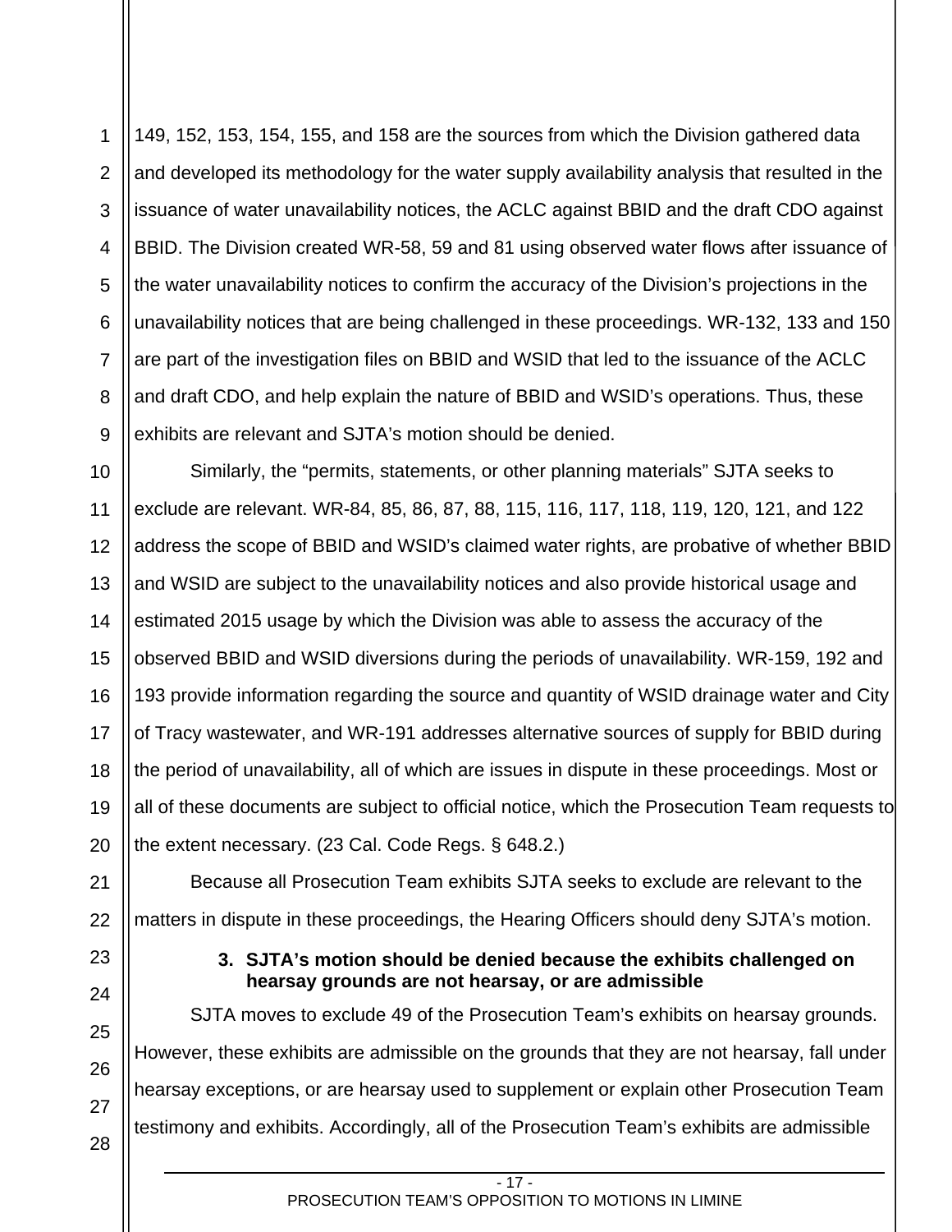149, 152, 153, 154, 155, and 158 are the sources from which the Division gathered data and developed its methodology for the water supply availability analysis that resulted in the issuance of water unavailability notices, the ACLC against BBID and the draft CDO against BBID. The Division created WR-58, 59 and 81 using observed water flows after issuance of the water unavailability notices to confirm the accuracy of the Division's projections in the unavailability notices that are being challenged in these proceedings. WR-132, 133 and 150 are part of the investigation files on BBID and WSID that led to the issuance of the ACLC and draft CDO, and help explain the nature of BBID and WSID's operations. Thus, these exhibits are relevant and SJTA's motion should be denied.

Similarly, the "permits, statements, or other planning materials" SJTA seeks to exclude are relevant. WR-84, 85, 86, 87, 88, 115, 116, 117, 118, 119, 120, 121, and 122 address the scope of BBID and WSID's claimed water rights, are probative of whether BBID and WSID are subject to the unavailability notices and also provide historical usage and estimated 2015 usage by which the Division was able to assess the accuracy of the observed BBID and WSID diversions during the periods of unavailability. WR-159, 192 and 193 provide information regarding the source and quantity of WSID drainage water and City of Tracy wastewater, and WR-191 addresses alternative sources of supply for BBID during the period of unavailability, all of which are issues in dispute in these proceedings. Most or all of these documents are subject to official notice, which the Prosecution Team requests to the extent necessary. (23 Cal. Code Regs. § 648.2.)

Because all Prosecution Team exhibits SJTA seeks to exclude are relevant to the matters in dispute in these proceedings, the Hearing Officers should deny SJTA's motion.

### 3. SJTA's motion should be denied because the exhibits challenged on hearsay grounds are not hearsay, or are admissible

SJTA moves to exclude 49 of the Prosecution Team's exhibits on hearsay grounds. However, these exhibits are admissible on the grounds that they are not hearsay, fall under hearsay exceptions, or are hearsay used to supplement or explain other Prosecution Team testimony and exhibits. Accordingly, all of the Prosecution Team's exhibits are admissible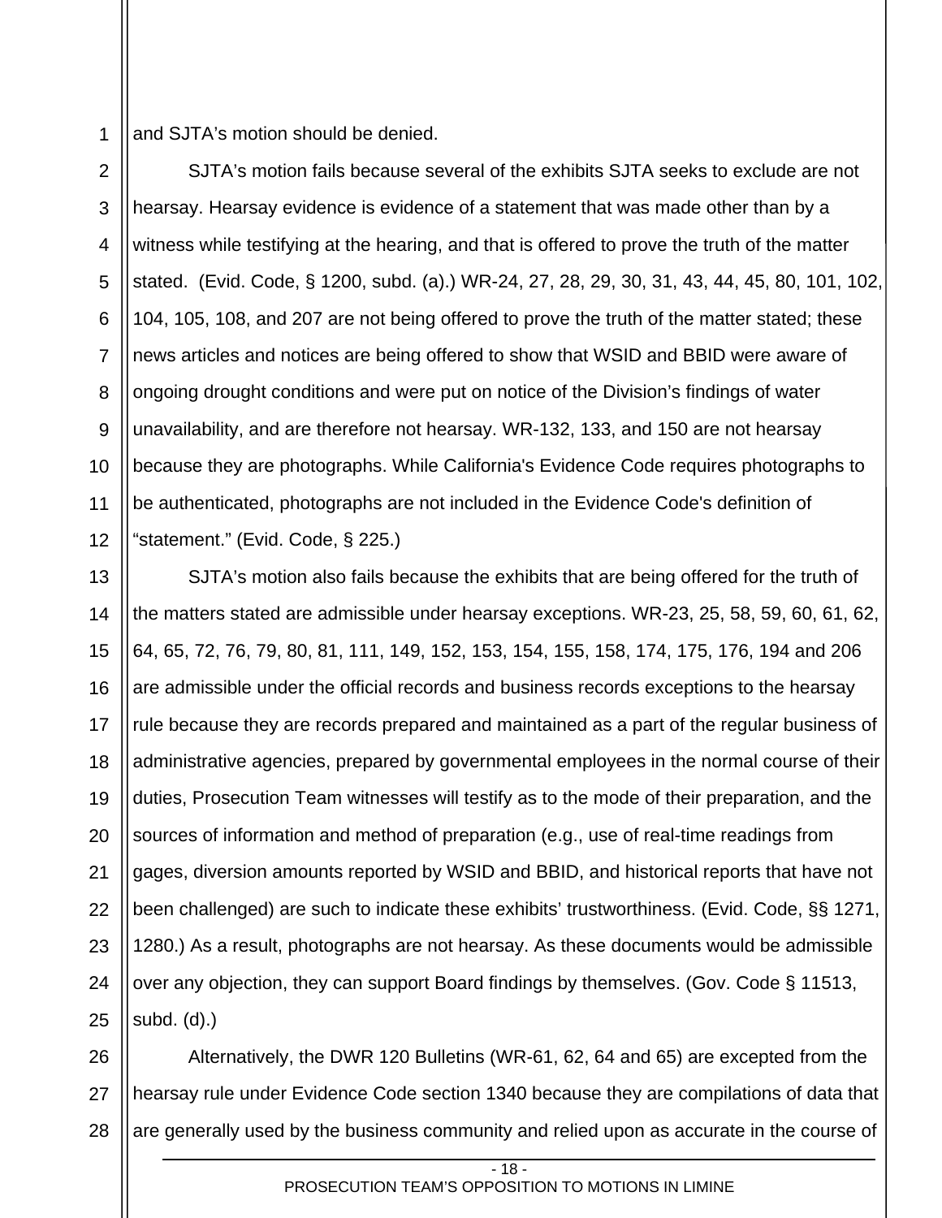and SJTA's motion should be denied.

SJTA's motion fails because several of the exhibits SJTA seeks to exclude are not hearsay. Hearsay evidence is evidence of a statement that was made other than by a witness while testifying at the hearing, and that is offered to prove the truth of the matter stated. (Evid. Code, § 1200, subd. (a).) WR-24, 27, 28, 29, 30, 31, 43, 44, 45, 80, 101, 102, 104, 105, 108, and 207 are not being offered to prove the truth of the matter stated; these news articles and notices are being offered to show that WSID and BBID were aware of ongoing drought conditions and were put on notice of the Division's findings of water unavailability, and are therefore not hearsay. WR-132, 133, and 150 are not hearsay because they are photographs. While California's Evidence Code requires photographs to be authenticated, photographs are not included in the Evidence Code's definition of "statement." (Evid. Code, § 225.)

SJTA's motion also fails because the exhibits that are being offered for the truth of the matters stated are admissible under hearsay exceptions. WR-23, 25, 58, 59, 60, 61, 62, 64, 65, 72, 76, 79, 80, 81, 111, 149, 152, 153, 154, 155, 158, 174, 175, 176, 194 and 206 are admissible under the official records and business records exceptions to the hearsay rule because they are records prepared and maintained as a part of the regular business of administrative agencies, prepared by governmental employees in the normal course of their duties, Prosecution Team witnesses will testify as to the mode of their preparation, and the sources of information and method of preparation (e.g., use of real-time readings from gages, diversion amounts reported by WSID and BBID, and historical reports that have not been challenged) are such to indicate these exhibits' trustworthiness. (Evid. Code, §§ 1271, 1280.) As a result, photographs are not hearsay. As these documents would be admissible over any objection, they can support Board findings by themselves. (Gov. Code § 11513, subd. (d).)

Alternatively, the DWR 120 Bulletins (WR-61, 62, 64 and 65) are excepted from the hearsay rule under Evidence Code section 1340 because they are compilations of data that are generally used by the business community and relied upon as accurate in the course of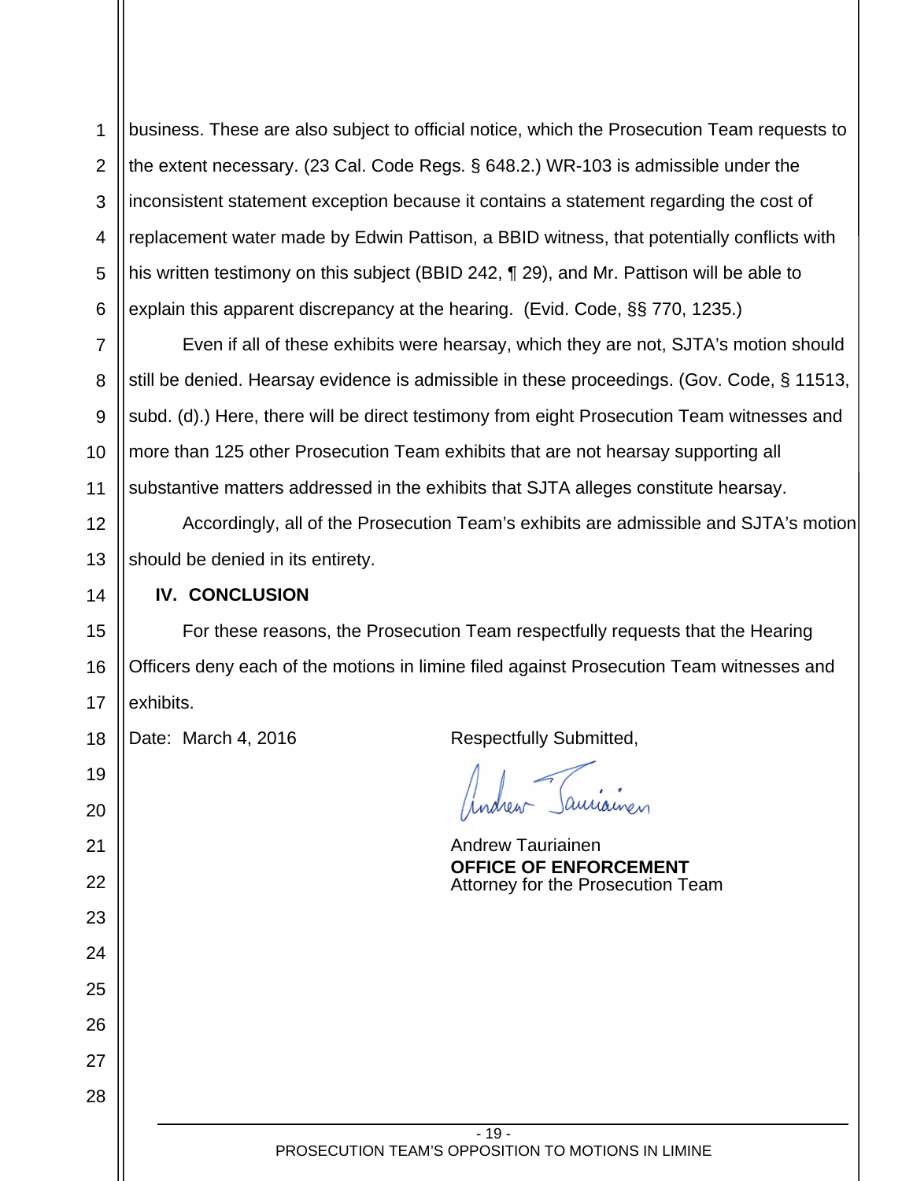business. These are also subject to official notice, which the Prosecution Team requests to the extent necessary. (23 Cal. Code Regs. § 648.2.) WR-103 is admissible under the inconsistent statement exception because it contains a statement regarding the cost of replacement water made by Edwin Pattison, a BBID witness, that potentially conflicts with his written testimony on this subject (BBID 242, ¶ 29), and Mr. Pattison will be able to explain this apparent discrepancy at the hearing. (Evid. Code, §§ 770, 1235.)

Even if all of these exhibits were hearsay, which they are not, SJTA's motion should still be denied. Hearsay evidence is admissible in these proceedings. (Gov. Code, § 11513, subd. (d).) Here, there will be direct testimony from eight Prosecution Team witnesses and more than 125 other Prosecution Team exhibits that are not hearsay supporting all substantive matters addressed in the exhibits that SJTA alleges constitute hearsay.

Accordingly, all of the Prosecution Team's exhibits are admissible and SJTA's motion should be denied in its entirety.

## IV. CONCLUSION

For these reasons, the Prosecution Team respectfully requests that the Hearing Officers deny each of the motions in limine filed against Prosecution Team witnesses and exhibits.

Date: March 4, 2016

Respectfully Submitted,

Andrew Tauriainen
**OFFICE OF ENFORCEMENT**
Attorney for the Prosecution Team